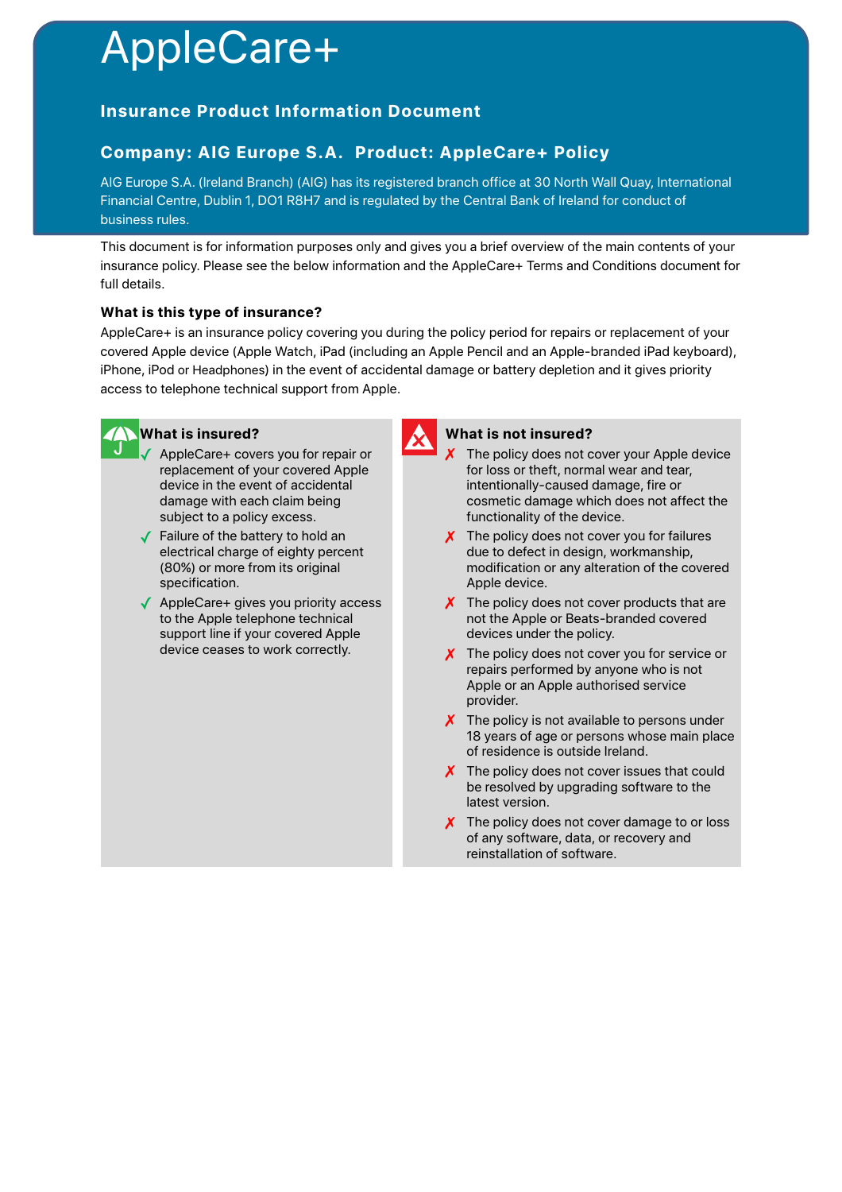# AppleCare+

## Insurance Product Information Document

## Company: AIG Europe S.A.  Product: AppleCare+ Policy

AIG Europe S.A. (Ireland Branch) (AIG) has its registered branch office at 30 North Wall Quay, International Financial Centre, Dublin 1, DO1 R8H7 and is regulated by the Central Bank of Ireland for conduct of business rules.

This document is for information purposes only and gives you a brief overview of the main contents of your insurance policy. Please see the below information and the AppleCare+ Terms and Conditions document for full details.

### What is this type of insurance?

AppleCare+ is an insurance policy covering you during the policy period for repairs or replacement of your covered Apple device (Apple Watch, iPad (including an Apple Pencil and an Apple-branded iPad keyboard), iPhone, iPod or Headphones) in the event of accidental damage or battery depletion and it gives priority access to telephone technical support from Apple.

### What is insured?

- ✓ AppleCare+ covers you for repair or replacement of your covered Apple device in the event of accidental damage with each claim being subject to a policy excess.
- ✓ Failure of the battery to hold an electrical charge of eighty percent (80%) or more from its original specification.
- ✓ AppleCare+ gives you priority access to the Apple telephone technical support line if your covered Apple device ceases to work correctly.

### What is not insured?

- ✗ The policy does not cover your Apple device for loss or theft, normal wear and tear, intentionally-caused damage, fire or cosmetic damage which does not affect the functionality of the device.
- ✗ The policy does not cover you for failures due to defect in design, workmanship, modification or any alteration of the covered Apple device.
- ✗ The policy does not cover products that are not the Apple or Beats-branded covered devices under the policy.
- ✗ The policy does not cover you for service or repairs performed by anyone who is not Apple or an Apple authorised service provider.
- ✗ The policy is not available to persons under 18 years of age or persons whose main place of residence is outside Ireland.
- ✗ The policy does not cover issues that could be resolved by upgrading software to the latest version.
- ✗ The policy does not cover damage to or loss of any software, data, or recovery and reinstallation of software.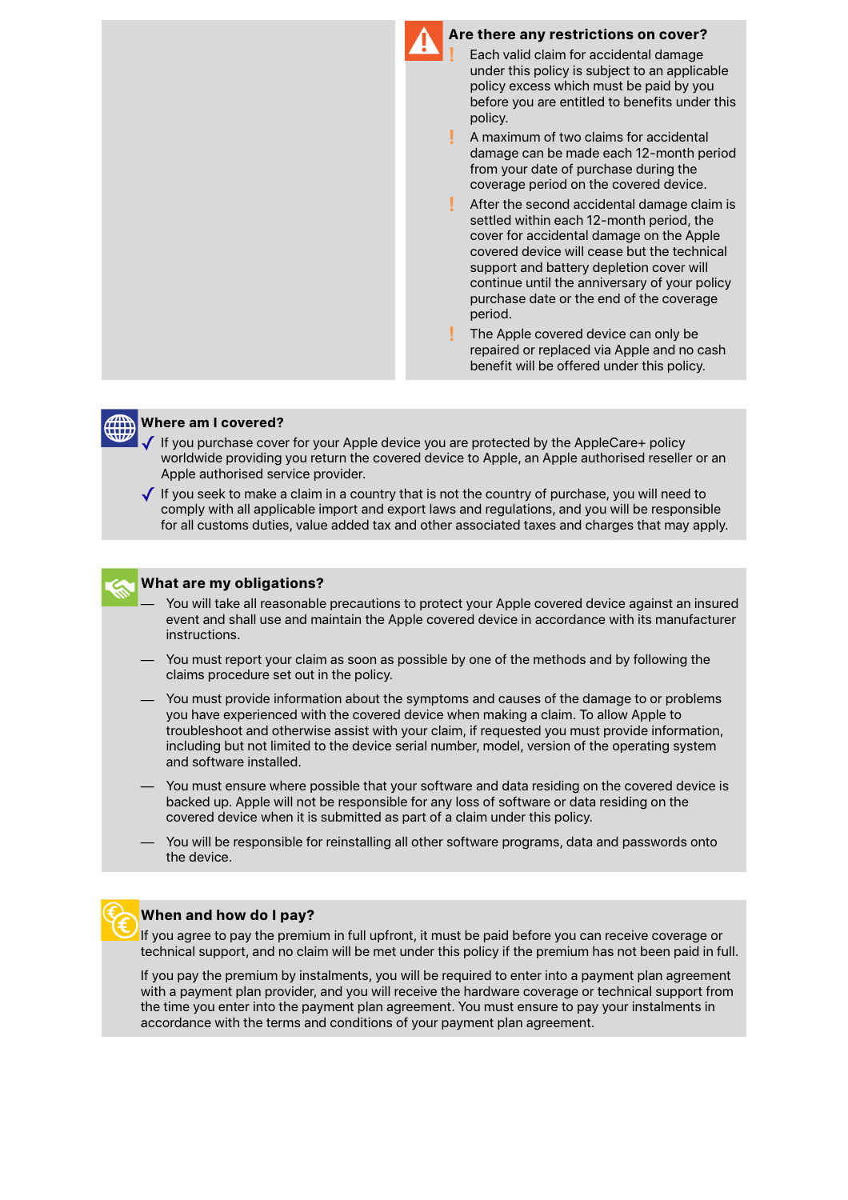## Are there any restrictions on cover?

- Each valid claim for accidental damage under this policy is subject to an applicable policy excess which must be paid by you before you are entitled to benefits under this policy.
- A maximum of two claims for accidental damage can be made each 12-month period from your date of purchase during the coverage period on the covered device.
- After the second accidental damage claim is settled within each 12-month period, the cover for accidental damage on the Apple covered device will cease but the technical support and battery depletion cover will continue until the anniversary of your policy purchase date or the end of the coverage period.
- The Apple covered device can only be repaired or replaced via Apple and no cash benefit will be offered under this policy.

## Where am I covered?

- ✓ If you purchase cover for your Apple device you are protected by the AppleCare+ policy worldwide providing you return the covered device to Apple, an Apple authorised reseller or an Apple authorised service provider.
- ✓ If you seek to make a claim in a country that is not the country of purchase, you will need to comply with all applicable import and export laws and regulations, and you will be responsible for all customs duties, value added tax and other associated taxes and charges that may apply.

## What are my obligations?

- You will take all reasonable precautions to protect your Apple covered device against an insured event and shall use and maintain the Apple covered device in accordance with its manufacturer instructions.
- You must report your claim as soon as possible by one of the methods and by following the claims procedure set out in the policy.
- You must provide information about the symptoms and causes of the damage to or problems you have experienced with the covered device when making a claim. To allow Apple to troubleshoot and otherwise assist with your claim, if requested you must provide information, including but not limited to the device serial number, model, version of the operating system and software installed.
- You must ensure where possible that your software and data residing on the covered device is backed up. Apple will not be responsible for any loss of software or data residing on the covered device when it is submitted as part of a claim under this policy.
- You will be responsible for reinstalling all other software programs, data and passwords onto the device.

## When and how do I pay?

If you agree to pay the premium in full upfront, it must be paid before you can receive coverage or technical support, and no claim will be met under this policy if the premium has not been paid in full.

If you pay the premium by instalments, you will be required to enter into a payment plan agreement with a payment plan provider, and you will receive the hardware coverage or technical support from the time you enter into the payment plan agreement. You must ensure to pay your instalments in accordance with the terms and conditions of your payment plan agreement.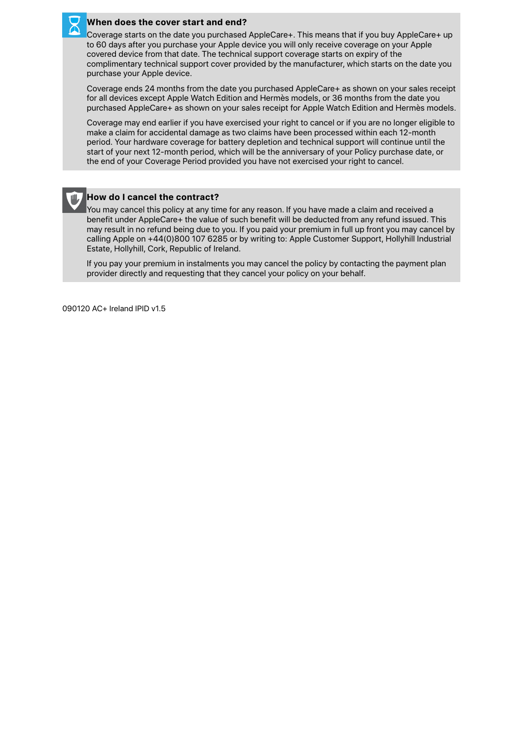### When does the cover start and end?

Coverage starts on the date you purchased AppleCare+. This means that if you buy AppleCare+ up to 60 days after you purchase your Apple device you will only receive coverage on your Apple covered device from that date. The technical support coverage starts on expiry of the complimentary technical support cover provided by the manufacturer, which starts on the date you purchase your Apple device.

Coverage ends 24 months from the date you purchased AppleCare+ as shown on your sales receipt for all devices except Apple Watch Edition and Hermès models, or 36 months from the date you purchased AppleCare+ as shown on your sales receipt for Apple Watch Edition and Hermès models.

Coverage may end earlier if you have exercised your right to cancel or if you are no longer eligible to make a claim for accidental damage as two claims have been processed within each 12-month period. Your hardware coverage for battery depletion and technical support will continue until the start of your next 12-month period, which will be the anniversary of your Policy purchase date, or the end of your Coverage Period provided you have not exercised your right to cancel.

### How do I cancel the contract?

You may cancel this policy at any time for any reason. If you have made a claim and received a benefit under AppleCare+ the value of such benefit will be deducted from any refund issued. This may result in no refund being due to you. If you paid your premium in full up front you may cancel by calling Apple on +44(0)800 107 6285 or by writing to: Apple Customer Support, Hollyhill Industrial Estate, Hollyhill, Cork, Republic of Ireland.

If you pay your premium in instalments you may cancel the policy by contacting the payment plan provider directly and requesting that they cancel your policy on your behalf.

090120 AC+ Ireland IPID v1.5